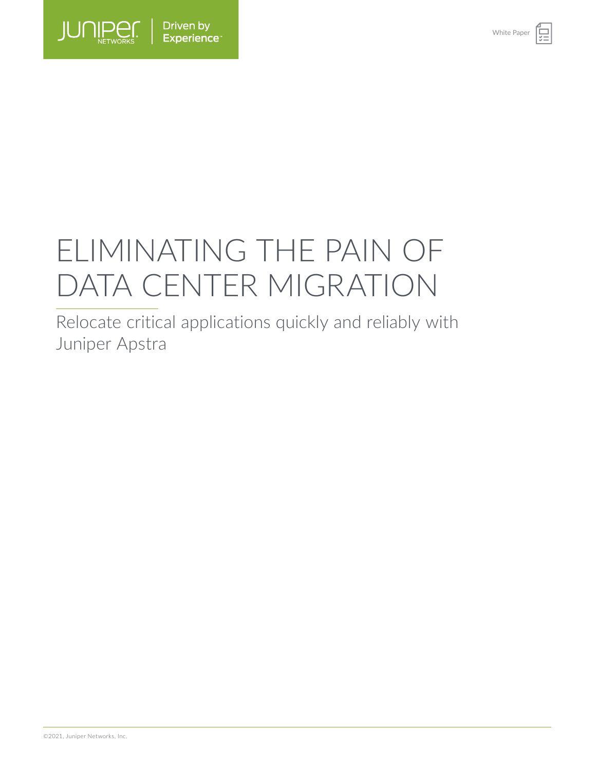White Paper

# ELIMINATING THE PAIN OF DATA CENTER MIGRATION

Relocate critical applications quickly and reliably with Juniper Apstra

©2021, Juniper Networks, Inc.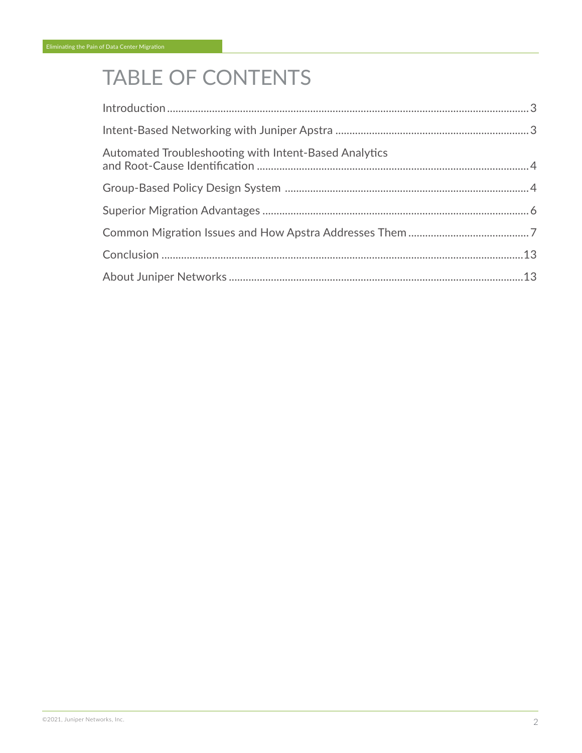# TABLE OF CONTENTS

| | |
|---|---|
| Introduction | 3 |
| Intent-Based Networking with Juniper Apstra | 3 |
| Automated Troubleshooting with Intent-Based Analytics and Root-Cause Identification | 4 |
| Group-Based Policy Design System | 4 |
| Superior Migration Advantages | 6 |
| Common Migration Issues and How Apstra Addresses Them | 7 |
| Conclusion | 13 |
| About Juniper Networks | 13 |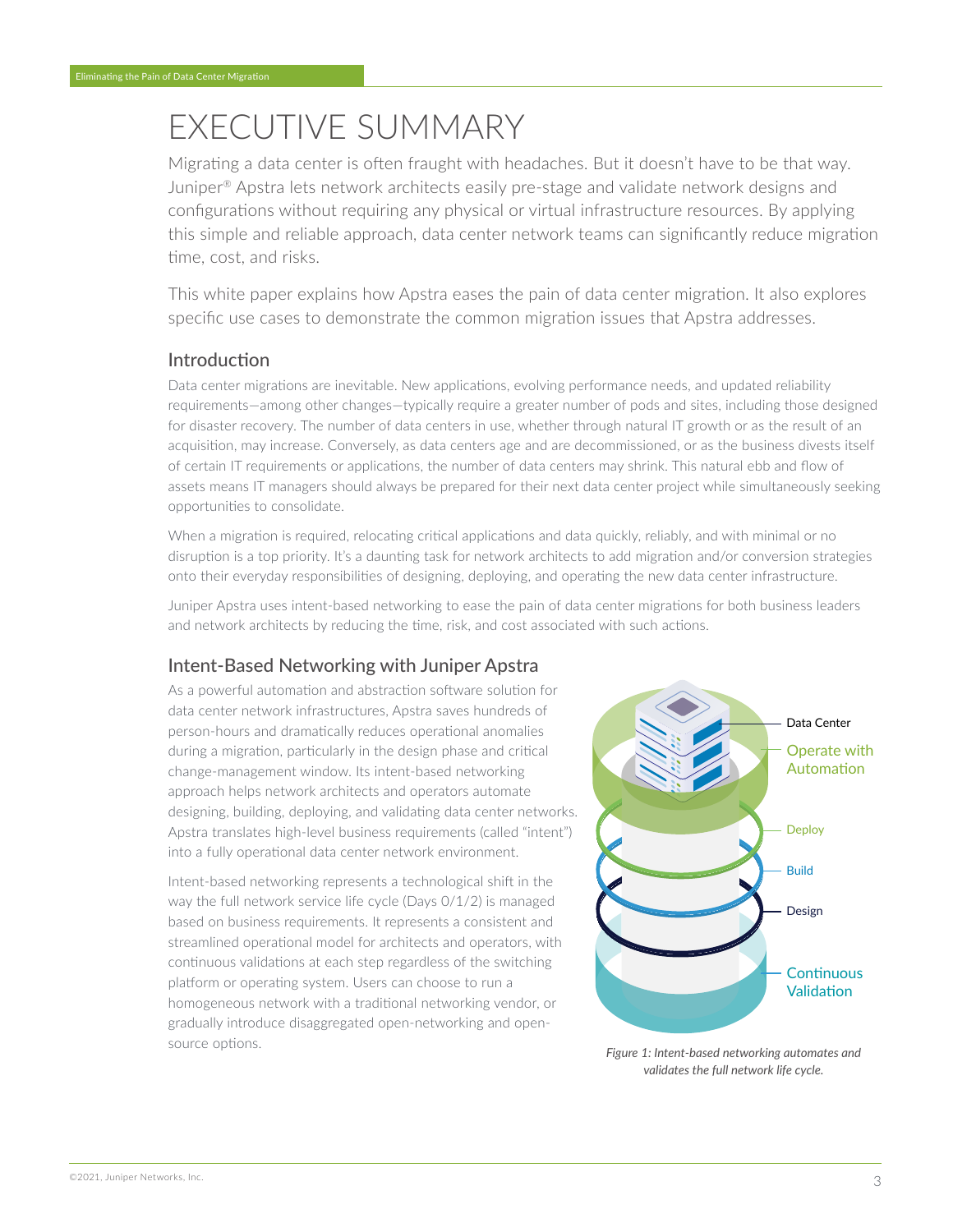# EXECUTIVE SUMMARY

Migrating a data center is often fraught with headaches. But it doesn't have to be that way. Juniper® Apstra lets network architects easily pre-stage and validate network designs and configurations without requiring any physical or virtual infrastructure resources. By applying this simple and reliable approach, data center network teams can significantly reduce migration time, cost, and risks.

This white paper explains how Apstra eases the pain of data center migration. It also explores specific use cases to demonstrate the common migration issues that Apstra addresses.

## Introduction

Data center migrations are inevitable. New applications, evolving performance needs, and updated reliability requirements—among other changes—typically require a greater number of pods and sites, including those designed for disaster recovery. The number of data centers in use, whether through natural IT growth or as the result of an acquisition, may increase. Conversely, as data centers age and are decommissioned, or as the business divests itself of certain IT requirements or applications, the number of data centers may shrink. This natural ebb and flow of assets means IT managers should always be prepared for their next data center project while simultaneously seeking opportunities to consolidate.

When a migration is required, relocating critical applications and data quickly, reliably, and with minimal or no disruption is a top priority. It's a daunting task for network architects to add migration and/or conversion strategies onto their everyday responsibilities of designing, deploying, and operating the new data center infrastructure.

Juniper Apstra uses intent-based networking to ease the pain of data center migrations for both business leaders and network architects by reducing the time, risk, and cost associated with such actions.

## Intent-Based Networking with Juniper Apstra

As a powerful automation and abstraction software solution for data center network infrastructures, Apstra saves hundreds of person-hours and dramatically reduces operational anomalies during a migration, particularly in the design phase and critical change-management window. Its intent-based networking approach helps network architects and operators automate designing, building, deploying, and validating data center networks. Apstra translates high-level business requirements (called "intent") into a fully operational data center network environment.

Intent-based networking represents a technological shift in the way the full network service life cycle (Days 0/1/2) is managed based on business requirements. It represents a consistent and streamlined operational model for architects and operators, with continuous validations at each step regardless of the switching platform or operating system. Users can choose to run a homogeneous network with a traditional networking vendor, or gradually introduce disaggregated open-networking and open-source options.

Data Center
Operate with Automation
Deploy
Build
Design
Continuous Validation

*Figure 1: Intent-based networking automates and validates the full network life cycle.*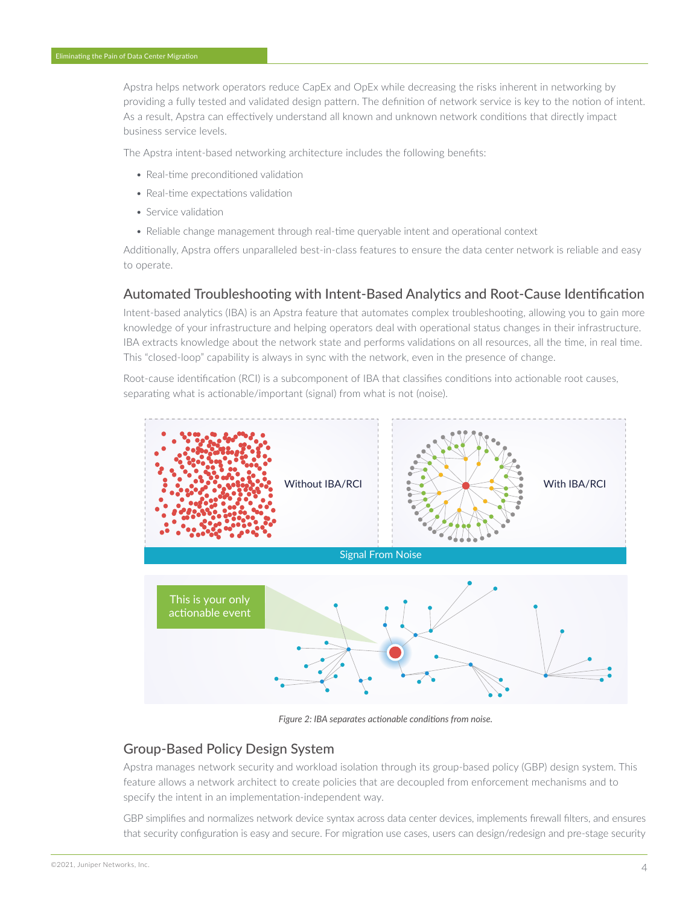Apstra helps network operators reduce CapEx and OpEx while decreasing the risks inherent in networking by providing a fully tested and validated design pattern. The definition of network service is key to the notion of intent. As a result, Apstra can effectively understand all known and unknown network conditions that directly impact business service levels.

The Apstra intent-based networking architecture includes the following benefits:

- Real-time preconditioned validation
- Real-time expectations validation
- Service validation
- Reliable change management through real-time queryable intent and operational context

Additionally, Apstra offers unparalleled best-in-class features to ensure the data center network is reliable and easy to operate.

## Automated Troubleshooting with Intent-Based Analytics and Root-Cause Identification

Intent-based analytics (IBA) is an Apstra feature that automates complex troubleshooting, allowing you to gain more knowledge of your infrastructure and helping operators deal with operational status changes in their infrastructure. IBA extracts knowledge about the network state and performs validations on all resources, all the time, in real time. This "closed-loop" capability is always in sync with the network, even in the presence of change.

Root-cause identification (RCI) is a subcomponent of IBA that classifies conditions into actionable root causes, separating what is actionable/important (signal) from what is not (noise).

*Figure 2: IBA separates actionable conditions from noise.*

## Group-Based Policy Design System

Apstra manages network security and workload isolation through its group-based policy (GBP) design system. This feature allows a network architect to create policies that are decoupled from enforcement mechanisms and to specify the intent in an implementation-independent way.

GBP simplifies and normalizes network device syntax across data center devices, implements firewall filters, and ensures that security configuration is easy and secure. For migration use cases, users can design/redesign and pre-stage security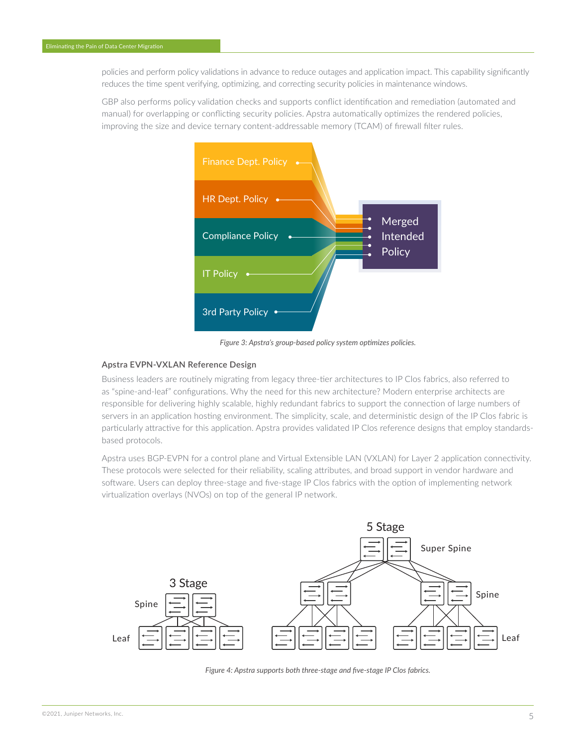policies and perform policy validations in advance to reduce outages and application impact. This capability significantly reduces the time spent verifying, optimizing, and correcting security policies in maintenance windows.

GBP also performs policy validation checks and supports conflict identification and remediation (automated and manual) for overlapping or conflicting security policies. Apstra automatically optimizes the rendered policies, improving the size and device ternary content-addressable memory (TCAM) of firewall filter rules.

*Figure 3: Apstra's group-based policy system optimizes policies.*

### Apstra EVPN-VXLAN Reference Design

Business leaders are routinely migrating from legacy three-tier architectures to IP Clos fabrics, also referred to as "spine-and-leaf" configurations. Why the need for this new architecture? Modern enterprise architects are responsible for delivering highly scalable, highly redundant fabrics to support the connection of large numbers of servers in an application hosting environment. The simplicity, scale, and deterministic design of the IP Clos fabric is particularly attractive for this application. Apstra provides validated IP Clos reference designs that employ standards-based protocols.

Apstra uses BGP-EVPN for a control plane and Virtual Extensible LAN (VXLAN) for Layer 2 application connectivity. These protocols were selected for their reliability, scaling attributes, and broad support in vendor hardware and software. Users can deploy three-stage and five-stage IP Clos fabrics with the option of implementing network virtualization overlays (NVOs) on top of the general IP network.

*Figure 4: Apstra supports both three-stage and five-stage IP Clos fabrics.*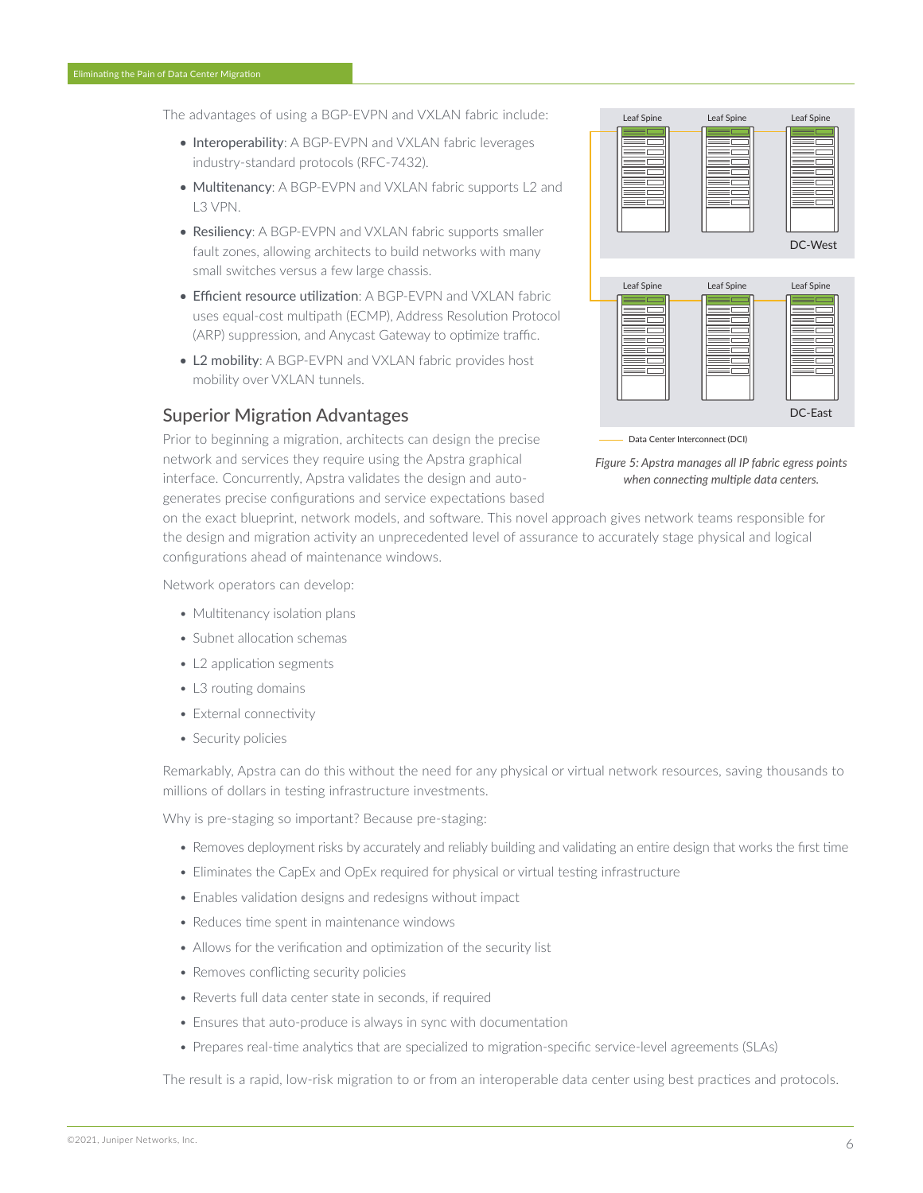The advantages of using a BGP-EVPN and VXLAN fabric include:

- Interoperability: A BGP-EVPN and VXLAN fabric leverages industry-standard protocols (RFC-7432).
- Multitenancy: A BGP-EVPN and VXLAN fabric supports L2 and L3 VPN.
- Resiliency: A BGP-EVPN and VXLAN fabric supports smaller fault zones, allowing architects to build networks with many small switches versus a few large chassis.
- Efficient resource utilization: A BGP-EVPN and VXLAN fabric uses equal-cost multipath (ECMP), Address Resolution Protocol (ARP) suppression, and Anycast Gateway to optimize traffic.
- L2 mobility: A BGP-EVPN and VXLAN fabric provides host mobility over VXLAN tunnels.

Leaf Spine | Leaf Spine | Leaf Spine
DC-West

Leaf Spine | Leaf Spine | Leaf Spine
DC-East

Data Center Interconnect (DCI)

*Figure 5: Apstra manages all IP fabric egress points when connecting multiple data centers.*

## Superior Migration Advantages

Prior to beginning a migration, architects can design the precise network and services they require using the Apstra graphical interface. Concurrently, Apstra validates the design and auto-generates precise configurations and service expectations based on the exact blueprint, network models, and software. This novel approach gives network teams responsible for the design and migration activity an unprecedented level of assurance to accurately stage physical and logical configurations ahead of maintenance windows.

Network operators can develop:

- Multitenancy isolation plans
- Subnet allocation schemas
- L2 application segments
- L3 routing domains
- External connectivity
- Security policies

Remarkably, Apstra can do this without the need for any physical or virtual network resources, saving thousands to millions of dollars in testing infrastructure investments.

Why is pre-staging so important? Because pre-staging:

- Removes deployment risks by accurately and reliably building and validating an entire design that works the first time
- Eliminates the CapEx and OpEx required for physical or virtual testing infrastructure
- Enables validation designs and redesigns without impact
- Reduces time spent in maintenance windows
- Allows for the verification and optimization of the security list
- Removes conflicting security policies
- Reverts full data center state in seconds, if required
- Ensures that auto-produce is always in sync with documentation
- Prepares real-time analytics that are specialized to migration-specific service-level agreements (SLAs)

The result is a rapid, low-risk migration to or from an interoperable data center using best practices and protocols.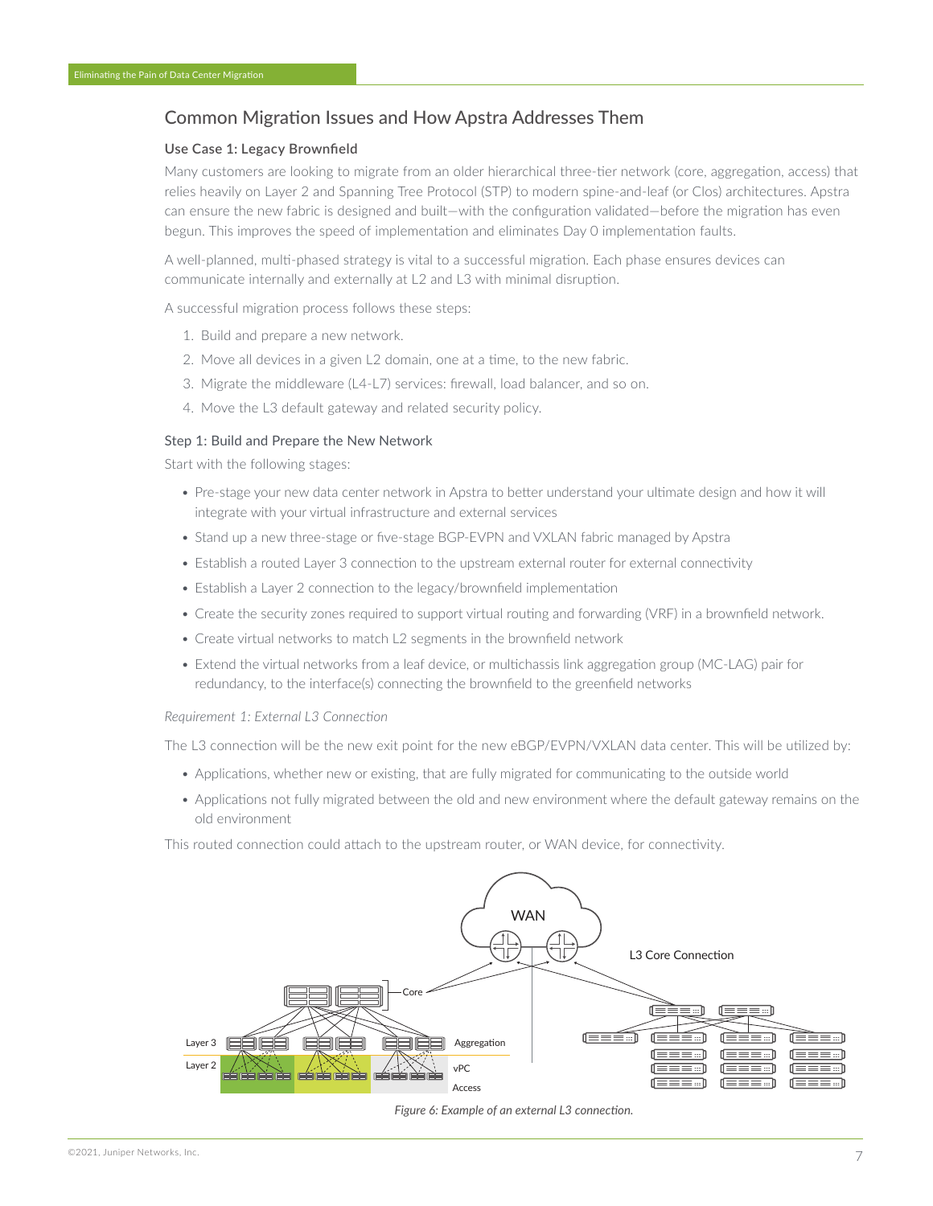## Common Migration Issues and How Apstra Addresses Them

### Use Case 1: Legacy Brownfield

Many customers are looking to migrate from an older hierarchical three-tier network (core, aggregation, access) that relies heavily on Layer 2 and Spanning Tree Protocol (STP) to modern spine-and-leaf (or Clos) architectures. Apstra can ensure the new fabric is designed and built—with the configuration validated—before the migration has even begun. This improves the speed of implementation and eliminates Day 0 implementation faults.

A well-planned, multi-phased strategy is vital to a successful migration. Each phase ensures devices can communicate internally and externally at L2 and L3 with minimal disruption.

A successful migration process follows these steps:

1. Build and prepare a new network.
2. Move all devices in a given L2 domain, one at a time, to the new fabric.
3. Migrate the middleware (L4-L7) services: firewall, load balancer, and so on.
4. Move the L3 default gateway and related security policy.

#### Step 1: Build and Prepare the New Network

Start with the following stages:

- Pre-stage your new data center network in Apstra to better understand your ultimate design and how it will integrate with your virtual infrastructure and external services
- Stand up a new three-stage or five-stage BGP-EVPN and VXLAN fabric managed by Apstra
- Establish a routed Layer 3 connection to the upstream external router for external connectivity
- Establish a Layer 2 connection to the legacy/brownfield implementation
- Create the security zones required to support virtual routing and forwarding (VRF) in a brownfield network.
- Create virtual networks to match L2 segments in the brownfield network
- Extend the virtual networks from a leaf device, or multichassis link aggregation group (MC-LAG) pair for redundancy, to the interface(s) connecting the brownfield to the greenfield networks

*Requirement 1: External L3 Connection*

The L3 connection will be the new exit point for the new eBGP/EVPN/VXLAN data center. This will be utilized by:

- Applications, whether new or existing, that are fully migrated for communicating to the outside world
- Applications not fully migrated between the old and new environment where the default gateway remains on the old environment

This routed connection could attach to the upstream router, or WAN device, for connectivity.

*Figure 6: Example of an external L3 connection.*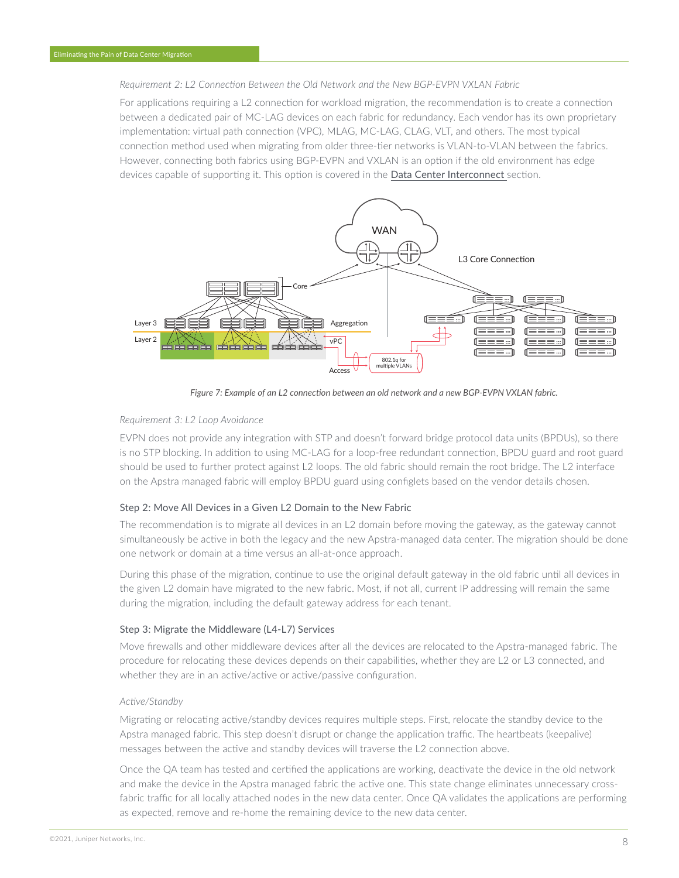*Requirement 2: L2 Connection Between the Old Network and the New BGP-EVPN VXLAN Fabric*

For applications requiring a L2 connection for workload migration, the recommendation is to create a connection between a dedicated pair of MC-LAG devices on each fabric for redundancy. Each vendor has its own proprietary implementation: virtual path connection (VPC), MLAG, MC-LAG, CLAG, VLT, and others. The most typical connection method used when migrating from older three-tier networks is VLAN-to-VLAN between the fabrics. However, connecting both fabrics using BGP-EVPN and VXLAN is an option if the old environment has edge devices capable of supporting it. This option is covered in the Data Center Interconnect section.

*Figure 7: Example of an L2 connection between an old network and a new BGP-EVPN VXLAN fabric.*

*Requirement 3: L2 Loop Avoidance*

EVPN does not provide any integration with STP and doesn't forward bridge protocol data units (BPDUs), so there is no STP blocking. In addition to using MC-LAG for a loop-free redundant connection, BPDU guard and root guard should be used to further protect against L2 loops. The old fabric should remain the root bridge. The L2 interface on the Apstra managed fabric will employ BPDU guard using configlets based on the vendor details chosen.

### Step 2: Move All Devices in a Given L2 Domain to the New Fabric

The recommendation is to migrate all devices in an L2 domain before moving the gateway, as the gateway cannot simultaneously be active in both the legacy and the new Apstra-managed data center. The migration should be done one network or domain at a time versus an all-at-once approach.

During this phase of the migration, continue to use the original default gateway in the old fabric until all devices in the given L2 domain have migrated to the new fabric. Most, if not all, current IP addressing will remain the same during the migration, including the default gateway address for each tenant.

### Step 3: Migrate the Middleware (L4-L7) Services

Move firewalls and other middleware devices after all the devices are relocated to the Apstra-managed fabric. The procedure for relocating these devices depends on their capabilities, whether they are L2 or L3 connected, and whether they are in an active/active or active/passive configuration.

*Active/Standby*

Migrating or relocating active/standby devices requires multiple steps. First, relocate the standby device to the Apstra managed fabric. This step doesn't disrupt or change the application traffic. The heartbeats (keepalive) messages between the active and standby devices will traverse the L2 connection above.

Once the QA team has tested and certified the applications are working, deactivate the device in the old network and make the device in the Apstra managed fabric the active one. This state change eliminates unnecessary cross-fabric traffic for all locally attached nodes in the new data center. Once QA validates the applications are performing as expected, remove and re-home the remaining device to the new data center.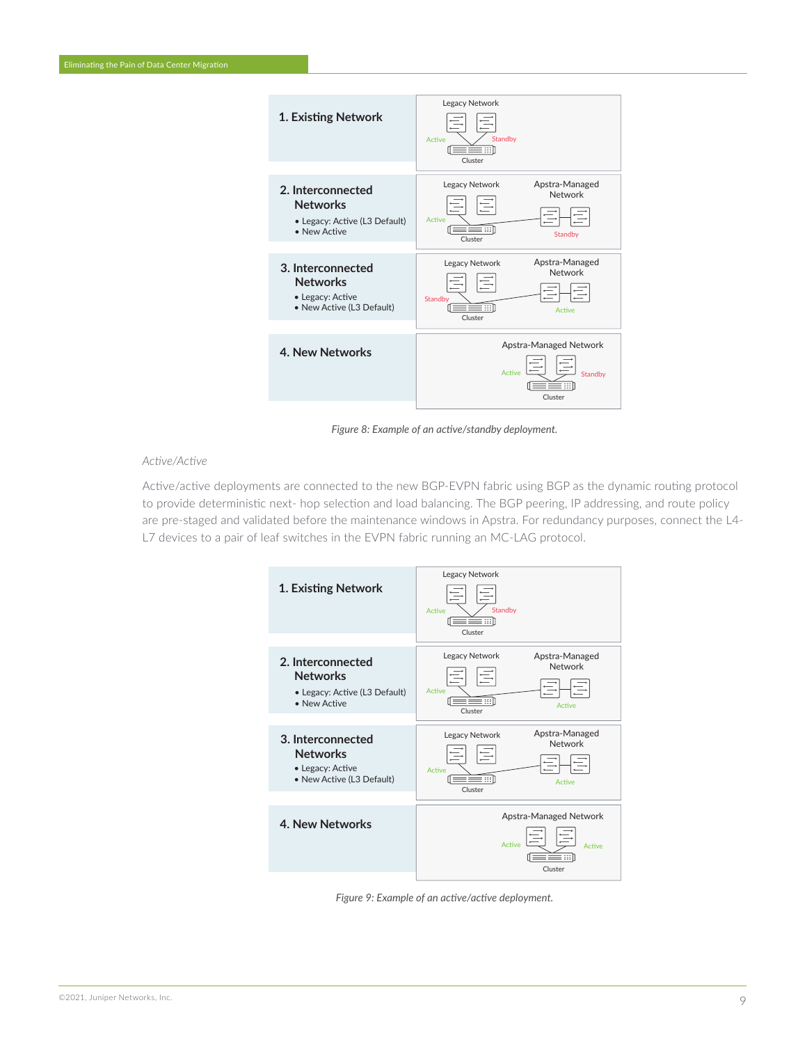| | |
|---|---|
| **1. Existing Network** | Legacy Network — Active / Standby — Cluster |
| **2. Interconnected Networks** • Legacy: Active (L3 Default) • New Active | Legacy Network — Active — Cluster; Apstra-Managed Network — Standby |
| **3. Interconnected Networks** • Legacy: Active • New Active (L3 Default) | Legacy Network — Standby — Cluster; Apstra-Managed Network — Active |
| **4. New Networks** | Apstra-Managed Network — Active / Standby — Cluster |

*Figure 8: Example of an active/standby deployment.*

*Active/Active*

Active/active deployments are connected to the new BGP-EVPN fabric using BGP as the dynamic routing protocol to provide deterministic next- hop selection and load balancing. The BGP peering, IP addressing, and route policy are pre-staged and validated before the maintenance windows in Apstra. For redundancy purposes, connect the L4-L7 devices to a pair of leaf switches in the EVPN fabric running an MC-LAG protocol.

| | |
|---|---|
| **1. Existing Network** | Legacy Network — Active / Standby — Cluster |
| **2. Interconnected Networks** • Legacy: Active (L3 Default) • New Active | Legacy Network — Active — Cluster; Apstra-Managed Network — Active |
| **3. Interconnected Networks** • Legacy: Active • New Active (L3 Default) | Legacy Network — Active — Cluster; Apstra-Managed Network — Active |
| **4. New Networks** | Apstra-Managed Network — Active / Active — Cluster |

*Figure 9: Example of an active/active deployment.*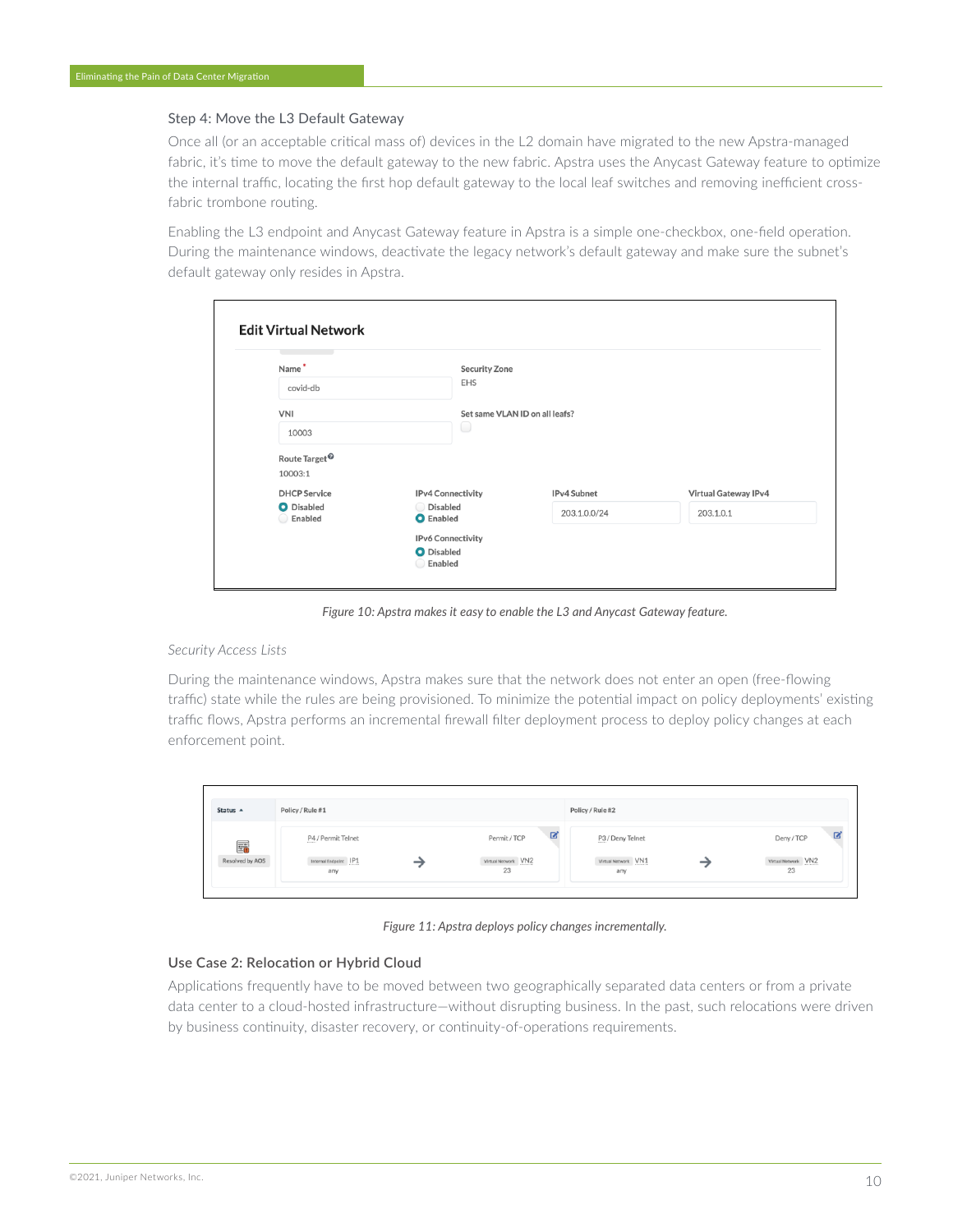### Step 4: Move the L3 Default Gateway

Once all (or an acceptable critical mass of) devices in the L2 domain have migrated to the new Apstra-managed fabric, it's time to move the default gateway to the new fabric. Apstra uses the Anycast Gateway feature to optimize the internal traffic, locating the first hop default gateway to the local leaf switches and removing inefficient cross-fabric trombone routing.

Enabling the L3 endpoint and Anycast Gateway feature in Apstra is a simple one-checkbox, one-field operation. During the maintenance windows, deactivate the legacy network's default gateway and make sure the subnet's default gateway only resides in Apstra.

*Figure 10: Apstra makes it easy to enable the L3 and Anycast Gateway feature.*

*Security Access Lists*

During the maintenance windows, Apstra makes sure that the network does not enter an open (free-flowing traffic) state while the rules are being provisioned. To minimize the potential impact on policy deployments' existing traffic flows, Apstra performs an incremental firewall filter deployment process to deploy policy changes at each enforcement point.

*Figure 11: Apstra deploys policy changes incrementally.*

### Use Case 2: Relocation or Hybrid Cloud

Applications frequently have to be moved between two geographically separated data centers or from a private data center to a cloud-hosted infrastructure—without disrupting business. In the past, such relocations were driven by business continuity, disaster recovery, or continuity-of-operations requirements.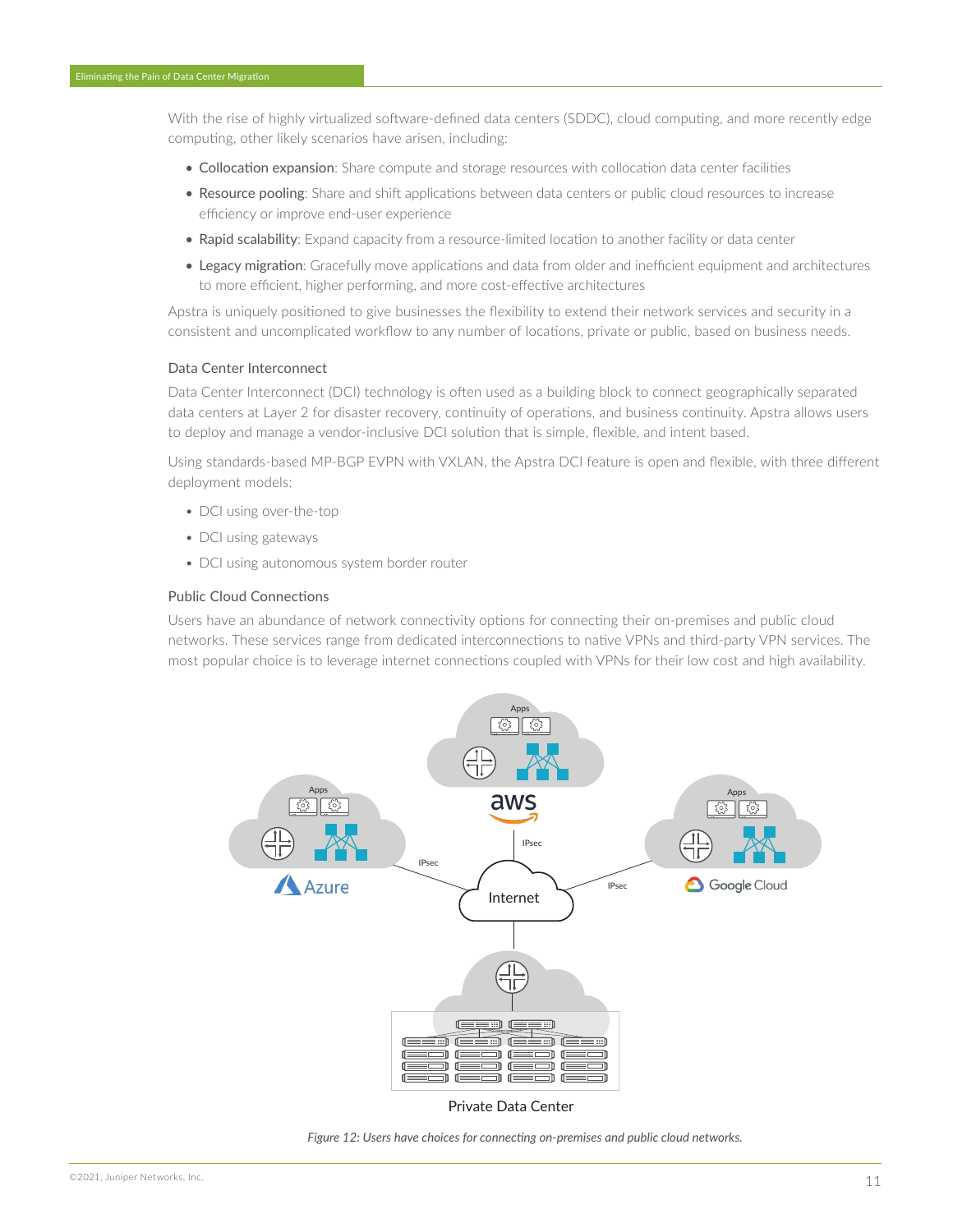With the rise of highly virtualized software-defined data centers (SDDC), cloud computing, and more recently edge computing, other likely scenarios have arisen, including:

- Collocation expansion: Share compute and storage resources with collocation data center facilities
- Resource pooling: Share and shift applications between data centers or public cloud resources to increase efficiency or improve end-user experience
- Rapid scalability: Expand capacity from a resource-limited location to another facility or data center
- Legacy migration: Gracefully move applications and data from older and inefficient equipment and architectures to more efficient, higher performing, and more cost-effective architectures

Apstra is uniquely positioned to give businesses the flexibility to extend their network services and security in a consistent and uncomplicated workflow to any number of locations, private or public, based on business needs.

### Data Center Interconnect

Data Center Interconnect (DCI) technology is often used as a building block to connect geographically separated data centers at Layer 2 for disaster recovery, continuity of operations, and business continuity. Apstra allows users to deploy and manage a vendor-inclusive DCI solution that is simple, flexible, and intent based.

Using standards-based MP-BGP EVPN with VXLAN, the Apstra DCI feature is open and flexible, with three different deployment models:

- DCI using over-the-top
- DCI using gateways
- DCI using autonomous system border router

### Public Cloud Connections

Users have an abundance of network connectivity options for connecting their on-premises and public cloud networks. These services range from dedicated interconnections to native VPNs and third-party VPN services. The most popular choice is to leverage internet connections coupled with VPNs for their low cost and high availability.

*Figure 12: Users have choices for connecting on-premises and public cloud networks.*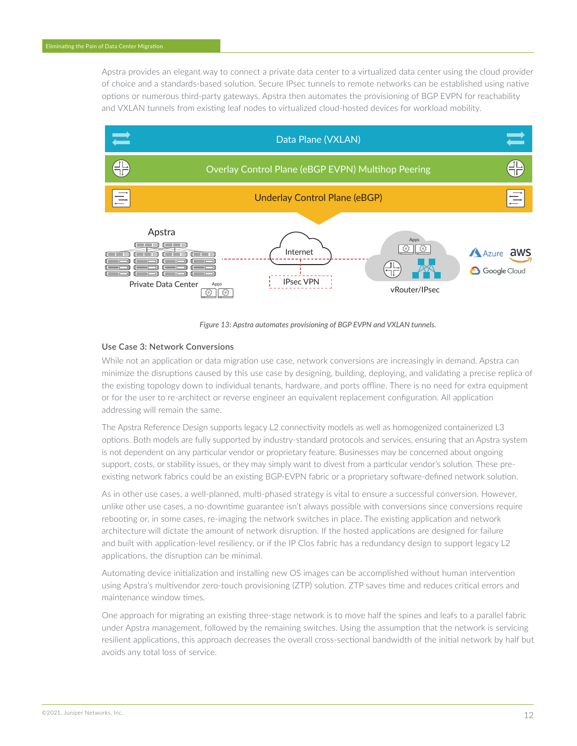Apstra provides an elegant way to connect a private data center to a virtualized data center using the cloud provider of choice and a standards-based solution. Secure IPsec tunnels to remote networks can be established using native options or numerous third-party gateways. Apstra then automates the provisioning of BGP EVPN for reachability and VXLAN tunnels from existing leaf nodes to virtualized cloud-hosted devices for workload mobility.

*Figure 13: Apstra automates provisioning of BGP EVPN and VXLAN tunnels.*

### Use Case 3: Network Conversions

While not an application or data migration use case, network conversions are increasingly in demand. Apstra can minimize the disruptions caused by this use case by designing, building, deploying, and validating a precise replica of the existing topology down to individual tenants, hardware, and ports offline. There is no need for extra equipment or for the user to re-architect or reverse engineer an equivalent replacement configuration. All application addressing will remain the same.

The Apstra Reference Design supports legacy L2 connectivity models as well as homogenized containerized L3 options. Both models are fully supported by industry-standard protocols and services, ensuring that an Apstra system is not dependent on any particular vendor or proprietary feature. Businesses may be concerned about ongoing support, costs, or stability issues, or they may simply want to divest from a particular vendor's solution. These pre-existing network fabrics could be an existing BGP-EVPN fabric or a proprietary software-defined network solution.

As in other use cases, a well-planned, multi-phased strategy is vital to ensure a successful conversion. However, unlike other use cases, a no-downtime guarantee isn't always possible with conversions since conversions require rebooting or, in some cases, re-imaging the network switches in place. The existing application and network architecture will dictate the amount of network disruption. If the hosted applications are designed for failure and built with application-level resiliency, or if the IP Clos fabric has a redundancy design to support legacy L2 applications, the disruption can be minimal.

Automating device initialization and installing new OS images can be accomplished without human intervention using Apstra's multivendor zero-touch provisioning (ZTP) solution. ZTP saves time and reduces critical errors and maintenance window times.

One approach for migrating an existing three-stage network is to move half the spines and leafs to a parallel fabric under Apstra management, followed by the remaining switches. Using the assumption that the network is servicing resilient applications, this approach decreases the overall cross-sectional bandwidth of the initial network by half but avoids any total loss of service.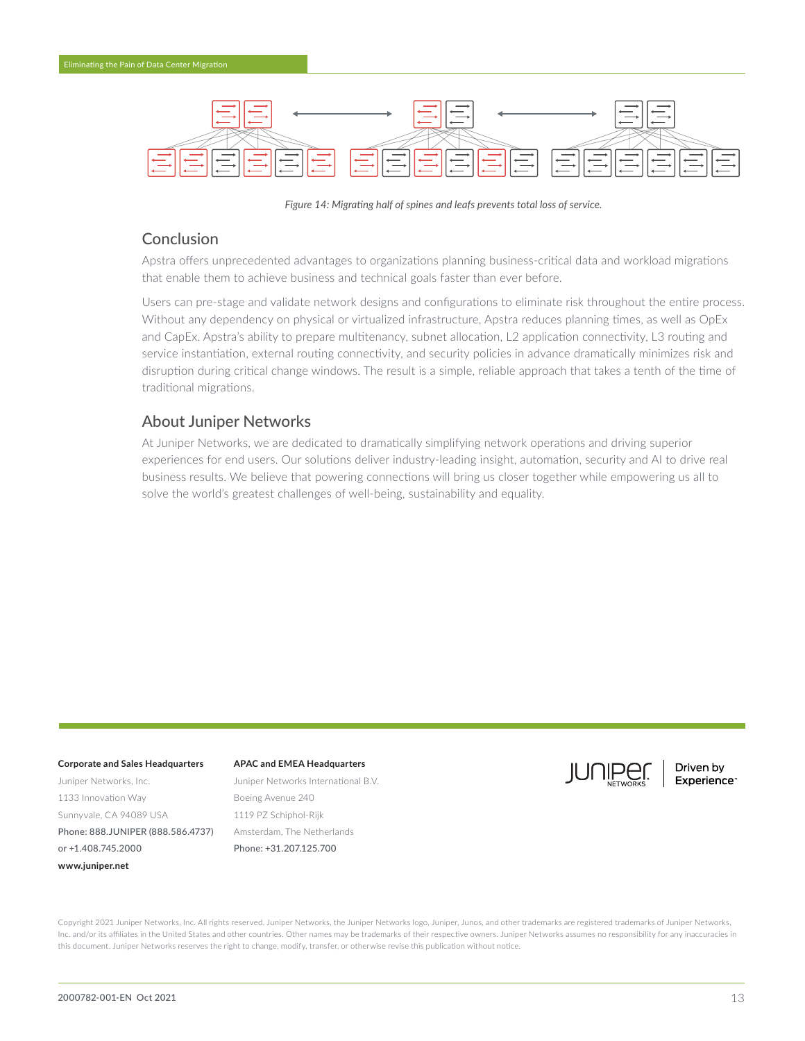*Figure 14: Migrating half of spines and leafs prevents total loss of service.*

## Conclusion

Apstra offers unprecedented advantages to organizations planning business-critical data and workload migrations that enable them to achieve business and technical goals faster than ever before.

Users can pre-stage and validate network designs and configurations to eliminate risk throughout the entire process. Without any dependency on physical or virtualized infrastructure, Apstra reduces planning times, as well as OpEx and CapEx. Apstra's ability to prepare multitenancy, subnet allocation, L2 application connectivity, L3 routing and service instantiation, external routing connectivity, and security policies in advance dramatically minimizes risk and disruption during critical change windows. The result is a simple, reliable approach that takes a tenth of the time of traditional migrations.

## About Juniper Networks

At Juniper Networks, we are dedicated to dramatically simplifying network operations and driving superior experiences for end users. Our solutions deliver industry-leading insight, automation, security and AI to drive real business results. We believe that powering connections will bring us closer together while empowering us all to solve the world's greatest challenges of well-being, sustainability and equality.

**Corporate and Sales Headquarters**
Juniper Networks, Inc.
1133 Innovation Way
Sunnyvale, CA 94089 USA
Phone: 888.JUNIPER (888.586.4737)
or +1.408.745.2000
**www.juniper.net**

**APAC and EMEA Headquarters**
Juniper Networks International B.V.
Boeing Avenue 240
1119 PZ Schiphol-Rijk
Amsterdam, The Netherlands
Phone: +31.207.125.700

Driven by Experience

Copyright 2021 Juniper Networks, Inc. All rights reserved. Juniper Networks, the Juniper Networks logo, Juniper, Junos, and other trademarks are registered trademarks of Juniper Networks, Inc. and/or its affiliates in the United States and other countries. Other names may be trademarks of their respective owners. Juniper Networks assumes no responsibility for any inaccuracies in this document. Juniper Networks reserves the right to change, modify, transfer, or otherwise revise this publication without notice.

2000782-001-EN Oct 2021